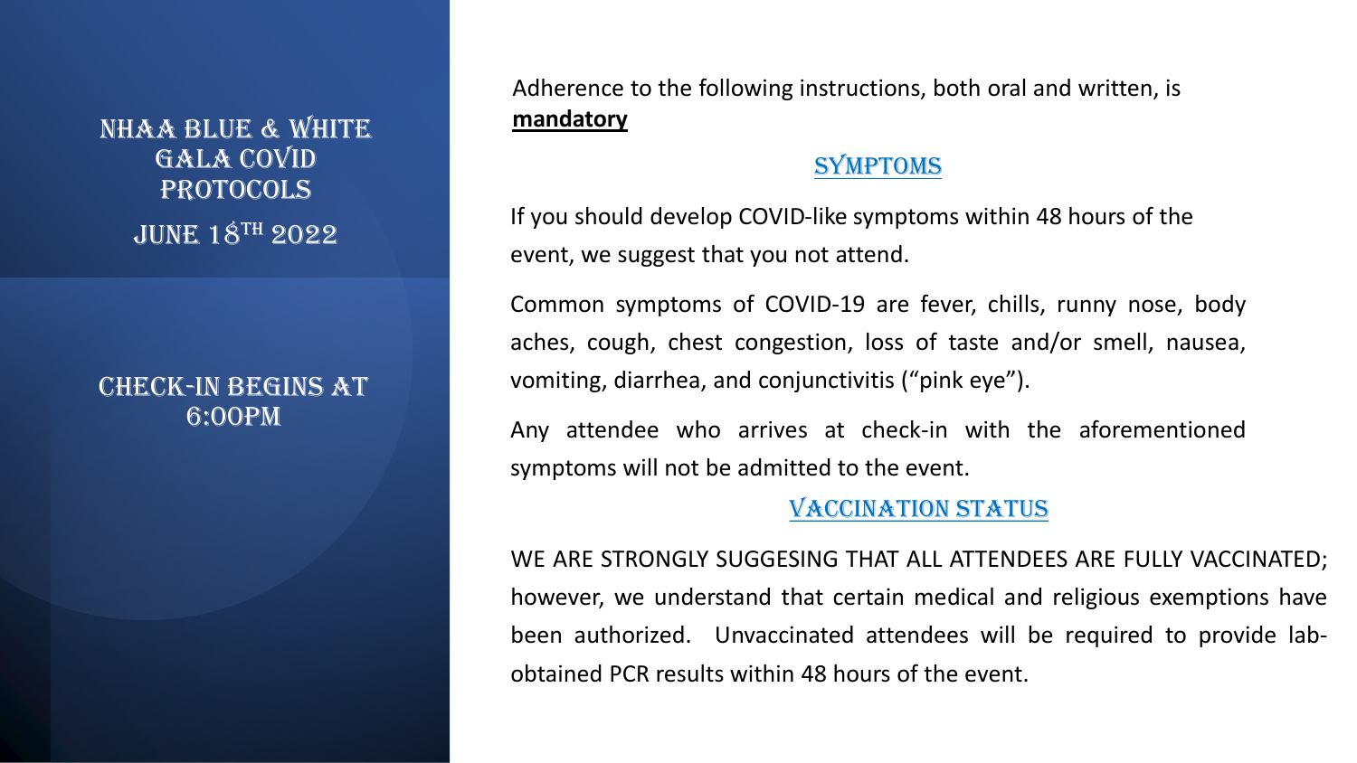# NHAA Blue & White Gala COVID Protocols

## June 18$^{th}$ 2022

## Check-in begins at 6:00pm

Adherence to the following instructions, both oral and written, is **mandatory**

### SYMPTOMS

If you should develop COVID-like symptoms within 48 hours of the event, we suggest that you not attend.

Common symptoms of COVID-19 are fever, chills, runny nose, body aches, cough, chest congestion, loss of taste and/or smell, nausea, vomiting, diarrhea, and conjunctivitis ("pink eye").

Any attendee who arrives at check-in with the aforementioned symptoms will not be admitted to the event.

### VACCINATION STATUS

WE ARE STRONGLY SUGGESING THAT ALL ATTENDEES ARE FULLY VACCINATED; however, we understand that certain medical and religious exemptions have been authorized. Unvaccinated attendees will be required to provide lab-obtained PCR results within 48 hours of the event.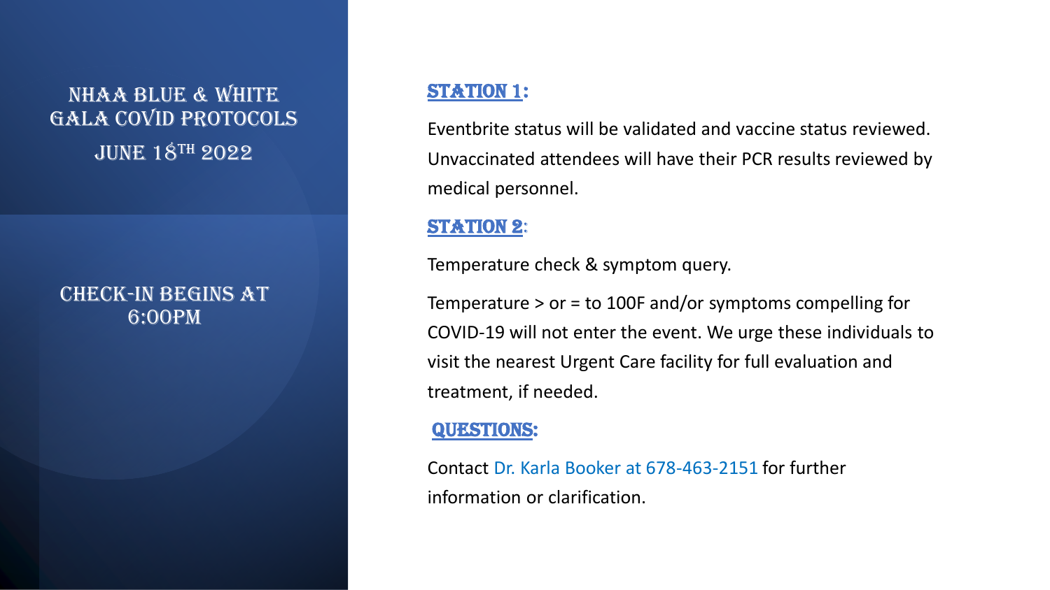# NHAA Blue & White Gala COVID Protocols

## June 18th 2022

## Check-in begins at 6:00PM

**Station 1:**

Eventbrite status will be validated and vaccine status reviewed. Unvaccinated attendees will have their PCR results reviewed by medical personnel.

**Station 2:**

Temperature check & symptom query.

Temperature > or = to 100F and/or symptoms compelling for COVID-19 will not enter the event. We urge these individuals to visit the nearest Urgent Care facility for full evaluation and treatment, if needed.

**Questions:**

Contact Dr. Karla Booker at 678-463-2151 for further information or clarification.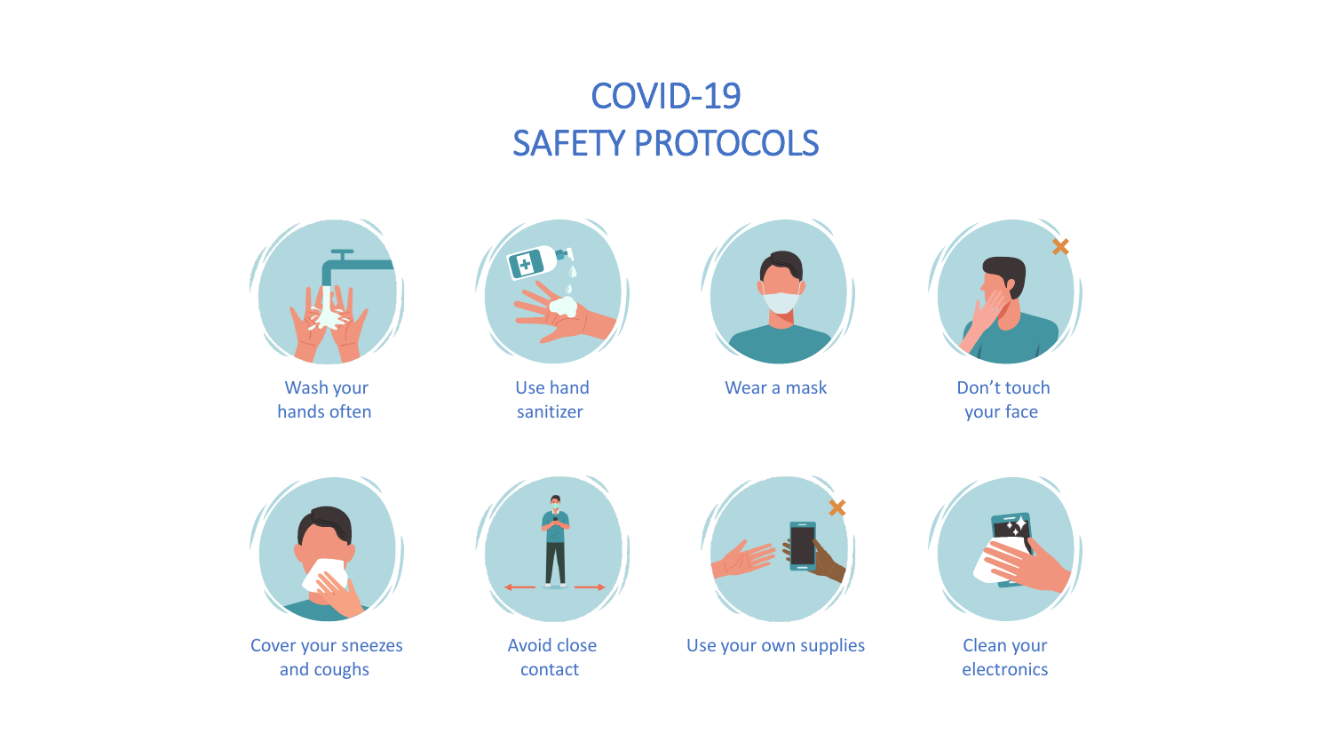# COVID-19 SAFETY PROTOCOLS

Wash your hands often

Use hand sanitizer

Wear a mask

Don’t touch your face

Cover your sneezes and coughs

Avoid close contact

Use your own supplies

Clean your electronics